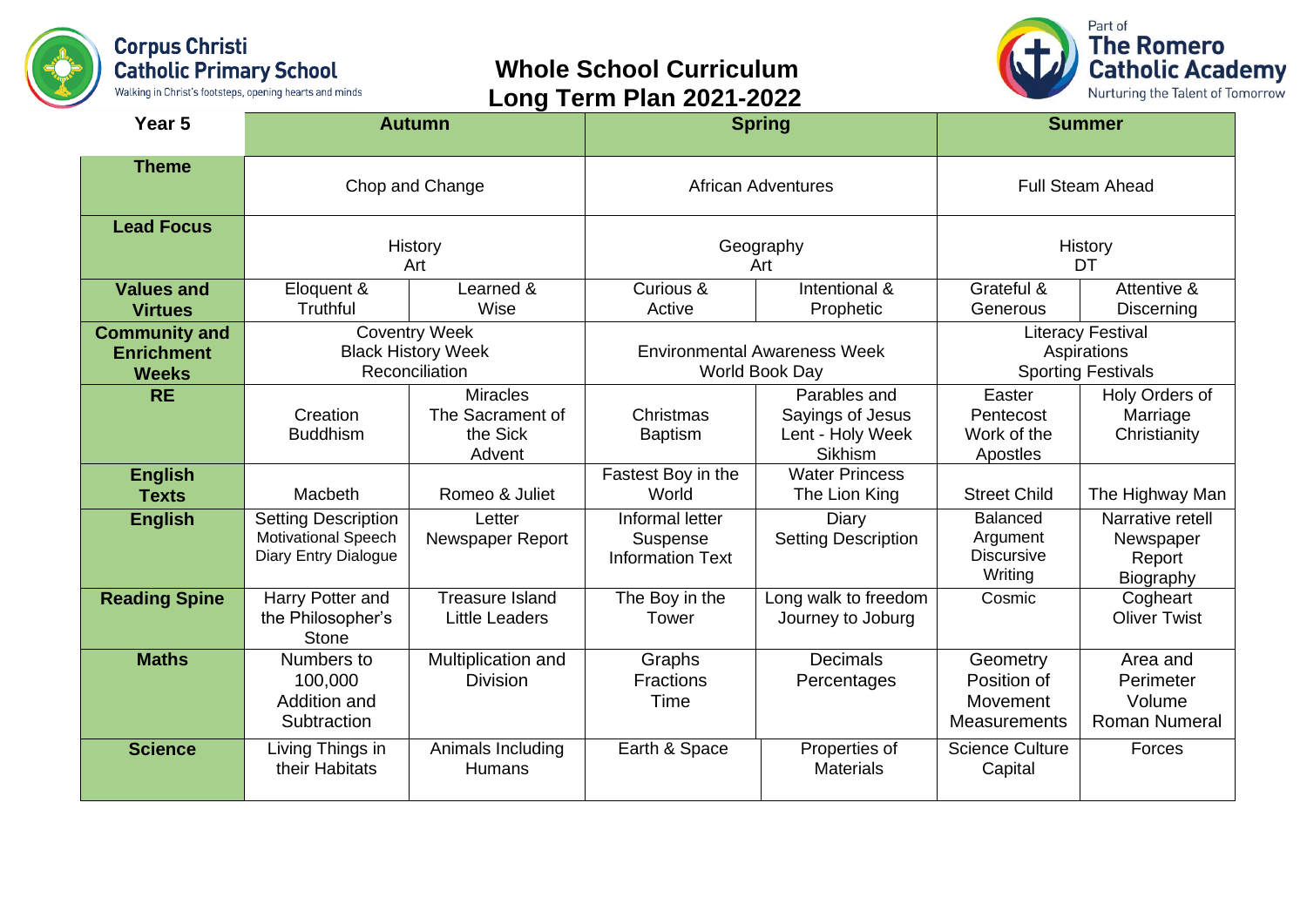Corpus Christi Catholic Primary School
Walking in Christ's footsteps, opening hearts and minds

# Whole School Curriculum Long Term Plan 2021-2022

Part of The Romero Catholic Academy
Nurturing the Talent of Tomorrow

| Year 5 | Autumn | | Spring | | Summer | |
|---|---|---|---|---|---|---|
| **Theme** | Chop and Change | | African Adventures | | Full Steam Ahead | |
| **Lead Focus** | History<br>Art | | Geography<br>Art | | History<br>DT | |
| **Values and Virtues** | Eloquent & Truthful | Learned & Wise | Curious & Active | Intentional & Prophetic | Grateful & Generous | Attentive & Discerning |
| **Community and Enrichment Weeks** | Coventry Week<br>Black History Week<br>Reconciliation | | Environmental Awareness Week<br>World Book Day | | Literacy Festival<br>Aspirations<br>Sporting Festivals | |
| **RE** | Creation<br>Buddhism | Miracles<br>The Sacrament of the Sick<br>Advent | Christmas<br>Baptism | Parables and Sayings of Jesus<br>Lent - Holy Week<br>Sikhism | Easter<br>Pentecost<br>Work of the Apostles | Holy Orders of Marriage<br>Christianity |
| **English Texts** | Macbeth | Romeo & Juliet | Fastest Boy in the World | Water Princess<br>The Lion King | Street Child | The Highway Man |
| **English** | Setting Description<br>Motivational Speech<br>Diary Entry Dialogue | Letter<br>Newspaper Report | Informal letter<br>Suspense<br>Information Text | Diary<br>Setting Description | Balanced Argument<br>Discursive Writing | Narrative retell<br>Newspaper Report<br>Biography |
| **Reading Spine** | Harry Potter and the Philosopher's Stone | Treasure Island<br>Little Leaders | The Boy in the Tower | Long walk to freedom<br>Journey to Joburg | Cosmic | Cogheart<br>Oliver Twist |
| **Maths** | Numbers to 100,000<br>Addition and Subtraction | Multiplication and Division | Graphs<br>Fractions<br>Time | Decimals<br>Percentages | Geometry<br>Position of Movement<br>Measurements | Area and Perimeter<br>Volume<br>Roman Numeral |
| **Science** | Living Things in their Habitats | Animals Including Humans | Earth & Space | Properties of Materials | Science Culture Capital | Forces |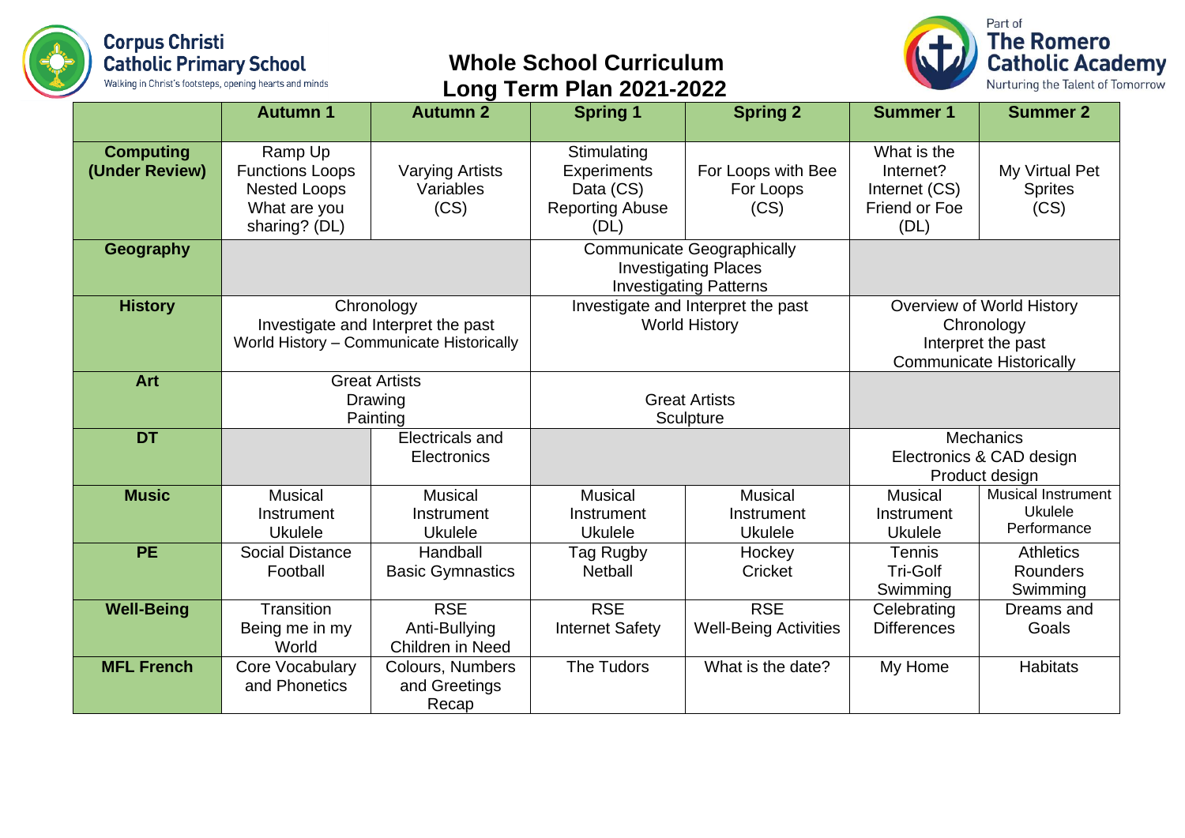Corpus Christi Catholic Primary School

Walking in Christ's footsteps, opening hearts and minds

# Whole School Curriculum Long Term Plan 2021-2022

Part of The Romero Catholic Academy

Nurturing the Talent of Tomorrow

| | Autumn 1 | Autumn 2 | Spring 1 | Spring 2 | Summer 1 | Summer 2 |
|---|---|---|---|---|---|---|
| **Computing (Under Review)** | Ramp Up Functions Loops Nested Loops What are you sharing? (DL) | Varying Artists Variables (CS) | Stimulating Experiments Data (CS) Reporting Abuse (DL) | For Loops with Bee For Loops (CS) | What is the Internet? Internet (CS) Friend or Foe (DL) | My Virtual Pet Sprites (CS) |
| **Geography** | | | Communicate Geographically Investigating Places Investigating Patterns | | | |
| **History** | Chronology Investigate and Interpret the past World History – Communicate Historically | | Investigate and Interpret the past World History | | Overview of World History Chronology Interpret the past Communicate Historically | |
| **Art** | Great Artists Drawing Painting | | Great Artists Sculpture | | | |
| **DT** | | Electricals and Electronics | | | Mechanics Electronics & CAD design Product design | |
| **Music** | Musical Instrument Ukulele | Musical Instrument Ukulele | Musical Instrument Ukulele | Musical Instrument Ukulele | Musical Instrument Ukulele | Musical Instrument Ukulele Performance |
| **PE** | Social Distance Football | Handball Basic Gymnastics | Tag Rugby Netball | Hockey Cricket | Tennis Tri-Golf Swimming | Athletics Rounders Swimming |
| **Well-Being** | Transition Being me in my World | RSE Anti-Bullying Children in Need | RSE Internet Safety | RSE Well-Being Activities | Celebrating Differences | Dreams and Goals |
| **MFL French** | Core Vocabulary and Phonetics | Colours, Numbers and Greetings Recap | The Tudors | What is the date? | My Home | Habitats |